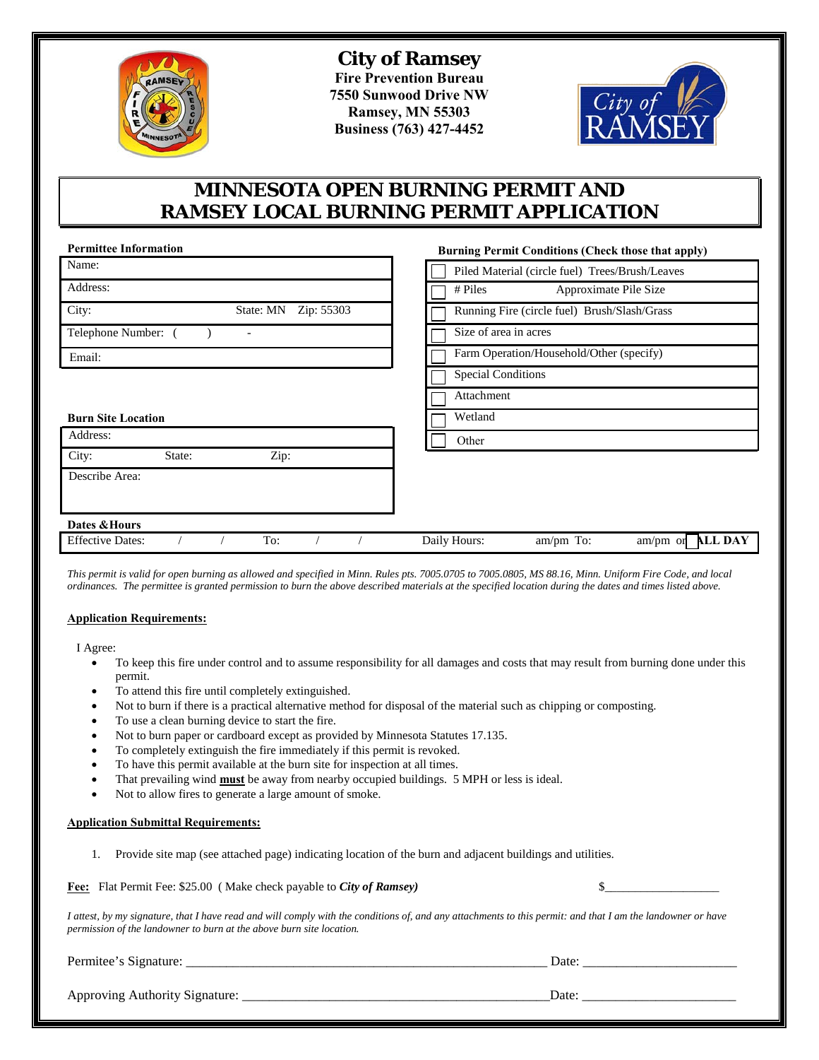# City of Ramsey

**Fire Prevention Bureau**
**7550 Sunwood Drive NW**
**Ramsey, MN 55303**
**Business (763) 427-4452**

## MINNESOTA OPEN BURNING PERMIT AND RAMSEY LOCAL BURNING PERMIT APPLICATION

**Permittee Information**

| |
|---|
| Name: |
| Address: |
| City: State: MN Zip: 55303 |
| Telephone Number: ( ) - |
| Email: |

**Burning Permit Conditions (Check those that apply)**

| | |
|---|---|
| ☐ | Piled Material (circle fuel) Trees/Brush/Leaves |
| ☐ | # Piles Approximate Pile Size |
| ☐ | Running Fire (circle fuel) Brush/Slash/Grass |
| ☐ | Size of area in acres |
| ☐ | Farm Operation/Household/Other (specify) |
| ☐ | Special Conditions |
| ☐ | Attachment |
| ☐ | Wetland |
| ☐ | Other |

**Burn Site Location**

| |
|---|
| Address: |
| City: State: Zip: |
| Describe Area: |

**Dates & Hours**

| Effective Dates: / / To: / / | Daily Hours: am/pm To: am/pm or ☐ ALL DAY |
|---|---|

*This permit is valid for open burning as allowed and specified in Minn. Rules pts. 7005.0705 to 7005.0805, MS 88.16, Minn. Uniform Fire Code, and local ordinances. The permittee is granted permission to burn the above described materials at the specified location during the dates and times listed above.*

**Application Requirements:**

I Agree:

- To keep this fire under control and to assume responsibility for all damages and costs that may result from burning done under this permit.
- To attend this fire until completely extinguished.
- Not to burn if there is a practical alternative method for disposal of the material such as chipping or composting.
- To use a clean burning device to start the fire.
- Not to burn paper or cardboard except as provided by Minnesota Statutes 17.135.
- To completely extinguish the fire immediately if this permit is revoked.
- To have this permit available at the burn site for inspection at all times.
- That prevailing wind **must** be away from nearby occupied buildings. 5 MPH or less is ideal.
- Not to allow fires to generate a large amount of smoke.

**Application Submittal Requirements:**

1. Provide site map (see attached page) indicating location of the burn and adjacent buildings and utilities.

**Fee:** Flat Permit Fee: $25.00 ( Make check payable to ***City of Ramsey)*** $__________________

*I attest, by my signature, that I have read and will comply with the conditions of, and any attachments to this permit: and that I am the landowner or have permission of the landowner to burn at the above burn site location.*

Permitee's Signature: ________________________________________________________ Date: ______________________

Approving Authority Signature: ______________________________________________Date: ______________________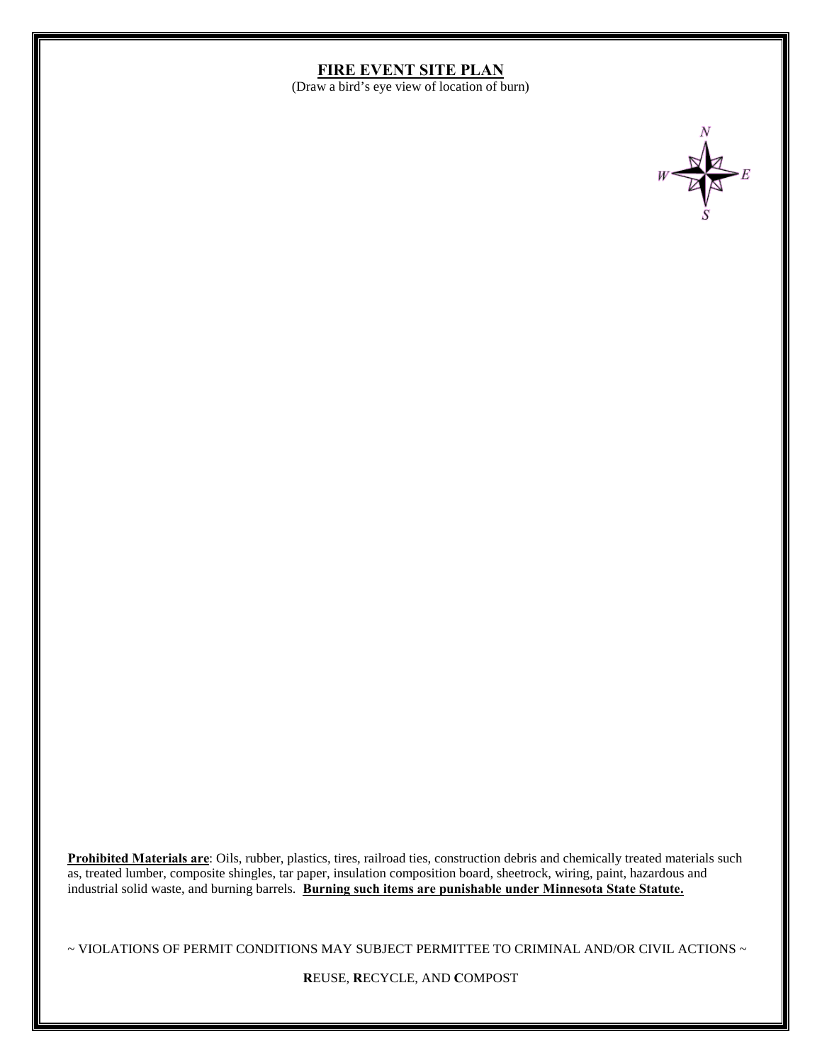# FIRE EVENT SITE PLAN

(Draw a bird's eye view of location of burn)

N

W E

S

**Prohibited Materials are**: Oils, rubber, plastics, tires, railroad ties, construction debris and chemically treated materials such as, treated lumber, composite shingles, tar paper, insulation composition board, sheetrock, wiring, paint, hazardous and industrial solid waste, and burning barrels. **Burning such items are punishable under Minnesota State Statute.**

~ VIOLATIONS OF PERMIT CONDITIONS MAY SUBJECT PERMITTEE TO CRIMINAL AND/OR CIVIL ACTIONS ~

**R**EUSE, **R**ECYCLE, AND **C**OMPOST